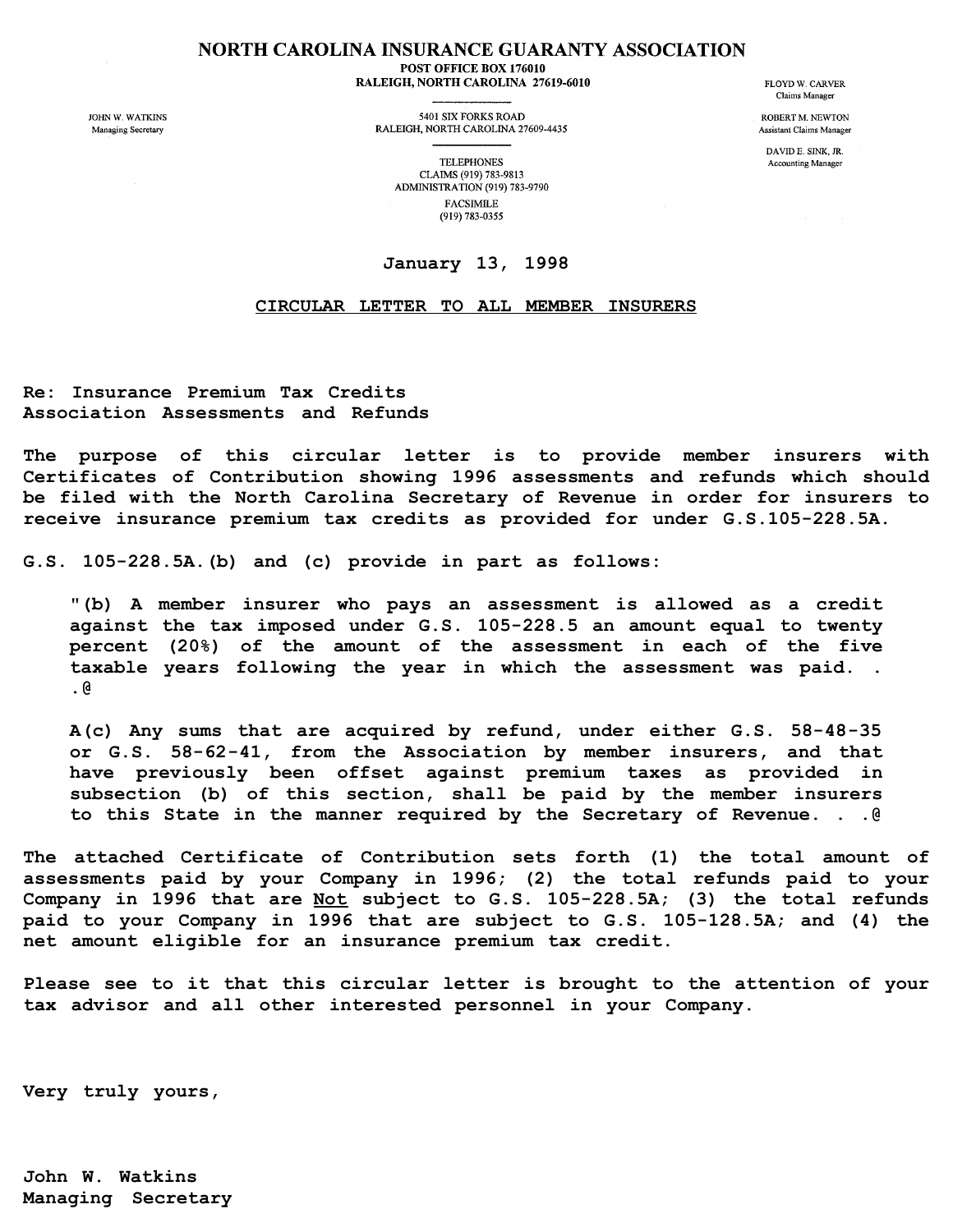# NORTH CAROLINA INSURANCE GUARANTY ASSOCIATION

POST OFFICE BOX 176010
RALEIGH, NORTH CAROLINA 27619-6010

5401 SIX FORKS ROAD
RALEIGH, NORTH CAROLINA 27609-4435

TELEPHONES
CLAIMS (919) 783-9813
ADMINISTRATION (919) 783-9790
FACSIMILE
(919) 783-0355

JOHN W. WATKINS
Managing Secretary

FLOYD W. CARVER
Claims Manager

ROBERT M. NEWTON
Assistant Claims Manager

DAVID E. SINK, JR.
Accounting Manager

January 13, 1998

CIRCULAR LETTER TO ALL MEMBER INSURERS

Re: Insurance Premium Tax Credits
Association Assessments and Refunds

The purpose of this circular letter is to provide member insurers with Certificates of Contribution showing 1996 assessments and refunds which should be filed with the North Carolina Secretary of Revenue in order for insurers to receive insurance premium tax credits as provided for under G.S.105-228.5A.

G.S. 105-228.5A.(b) and (c) provide in part as follows:

> "(b) A member insurer who pays an assessment is allowed as a credit against the tax imposed under G.S. 105-228.5 an amount equal to twenty percent (20%) of the amount of the assessment in each of the five taxable years following the year in which the assessment was paid. . .@
>
> A(c) Any sums that are acquired by refund, under either G.S. 58-48-35 or G.S. 58-62-41, from the Association by member insurers, and that have previously been offset against premium taxes as provided in subsection (b) of this section, shall be paid by the member insurers to this State in the manner required by the Secretary of Revenue. . .@

The attached Certificate of Contribution sets forth (1) the total amount of assessments paid by your Company in 1996; (2) the total refunds paid to your Company in 1996 that are Not subject to G.S. 105-228.5A; (3) the total refunds paid to your Company in 1996 that are subject to G.S. 105-128.5A; and (4) the net amount eligible for an insurance premium tax credit.

Please see to it that this circular letter is brought to the attention of your tax advisor and all other interested personnel in your Company.

Very truly yours,

John W. Watkins
Managing Secretary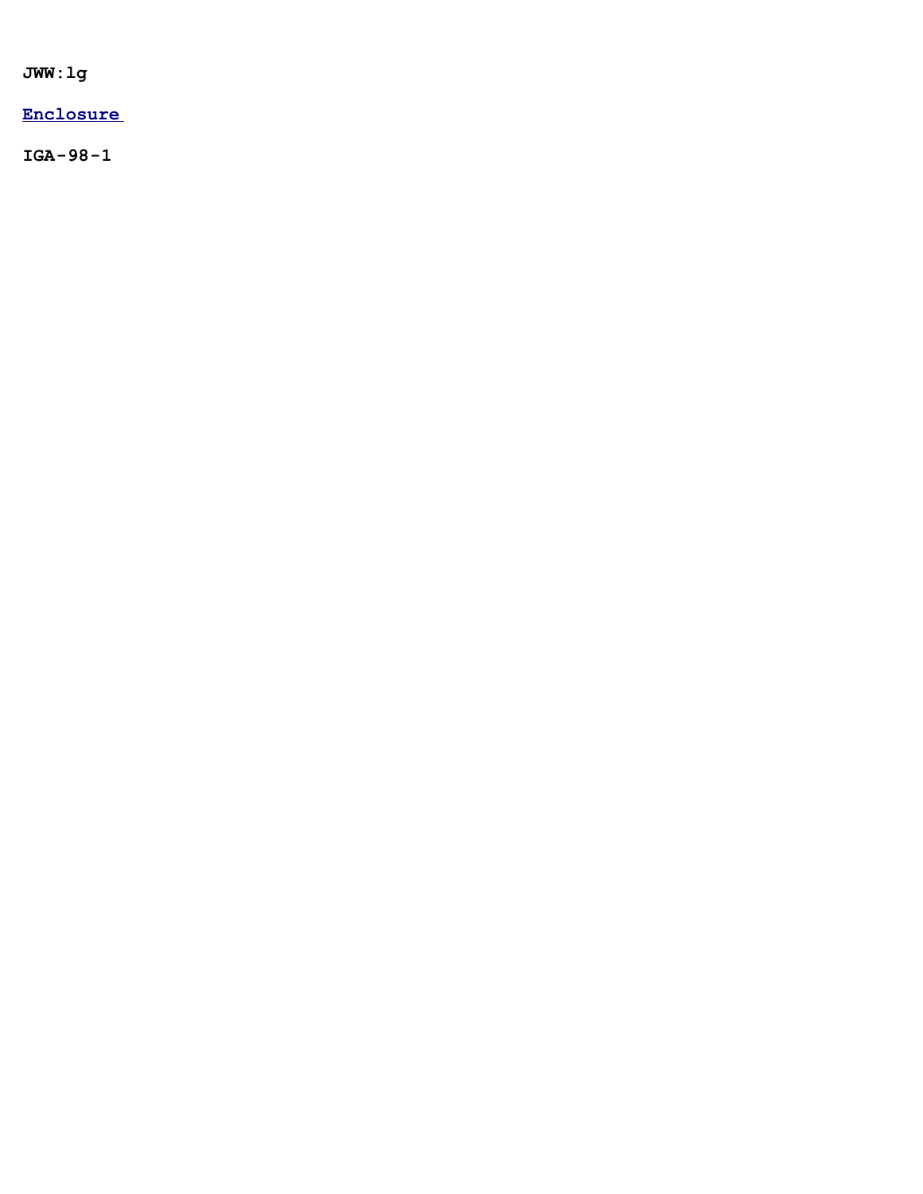**JWW:lg**

**Enclosure**

**IGA-98-1**